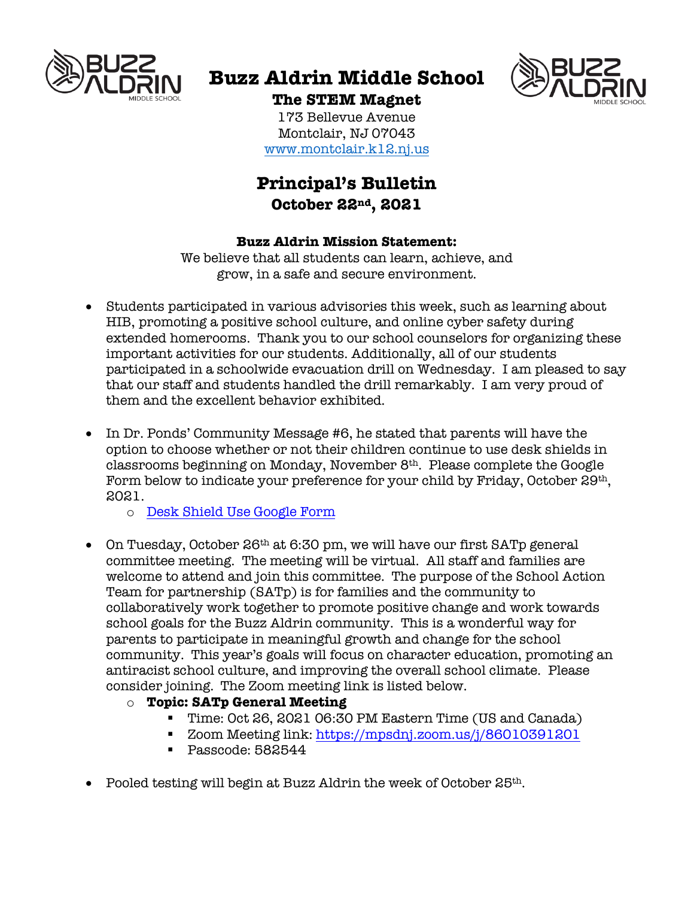# Buzz Aldrin Middle School

**The STEM Magnet**

173 Bellevue Avenue
Montclair, NJ 07043
[www.montclair.k12.nj.us](http://www.montclair.k12.nj.us)

## Principal's Bulletin

### October 22nd, 2021

**Buzz Aldrin Mission Statement:**

We believe that all students can learn, achieve, and grow, in a safe and secure environment.

- Students participated in various advisories this week, such as learning about HIB, promoting a positive school culture, and online cyber safety during extended homerooms. Thank you to our school counselors for organizing these important activities for our students. Additionally, all of our students participated in a schoolwide evacuation drill on Wednesday. I am pleased to say that our staff and students handled the drill remarkably. I am very proud of them and the excellent behavior exhibited.

- In Dr. Ponds' Community Message #6, he stated that parents will have the option to choose whether or not their children continue to use desk shields in classrooms beginning on Monday, November 8th. Please complete the Google Form below to indicate your preference for your child by Friday, October 29th, 2021.
  - Desk Shield Use Google Form

- On Tuesday, October 26th at 6:30 pm, we will have our first SATp general committee meeting. The meeting will be virtual. All staff and families are welcome to attend and join this committee. The purpose of the School Action Team for partnership (SATp) is for families and the community to collaboratively work together to promote positive change and work towards school goals for the Buzz Aldrin community. This is a wonderful way for parents to participate in meaningful growth and change for the school community. This year's goals will focus on character education, promoting an antiracist school culture, and improving the overall school climate. Please consider joining. The Zoom meeting link is listed below.
  - **Topic: SATp General Meeting**
    - Time: Oct 26, 2021 06:30 PM Eastern Time (US and Canada)
    - Zoom Meeting link: [https://mpsdnj.zoom.us/j/86010391201](https://mpsdnj.zoom.us/j/86010391201)
    - Passcode: 582544

- Pooled testing will begin at Buzz Aldrin the week of October 25th.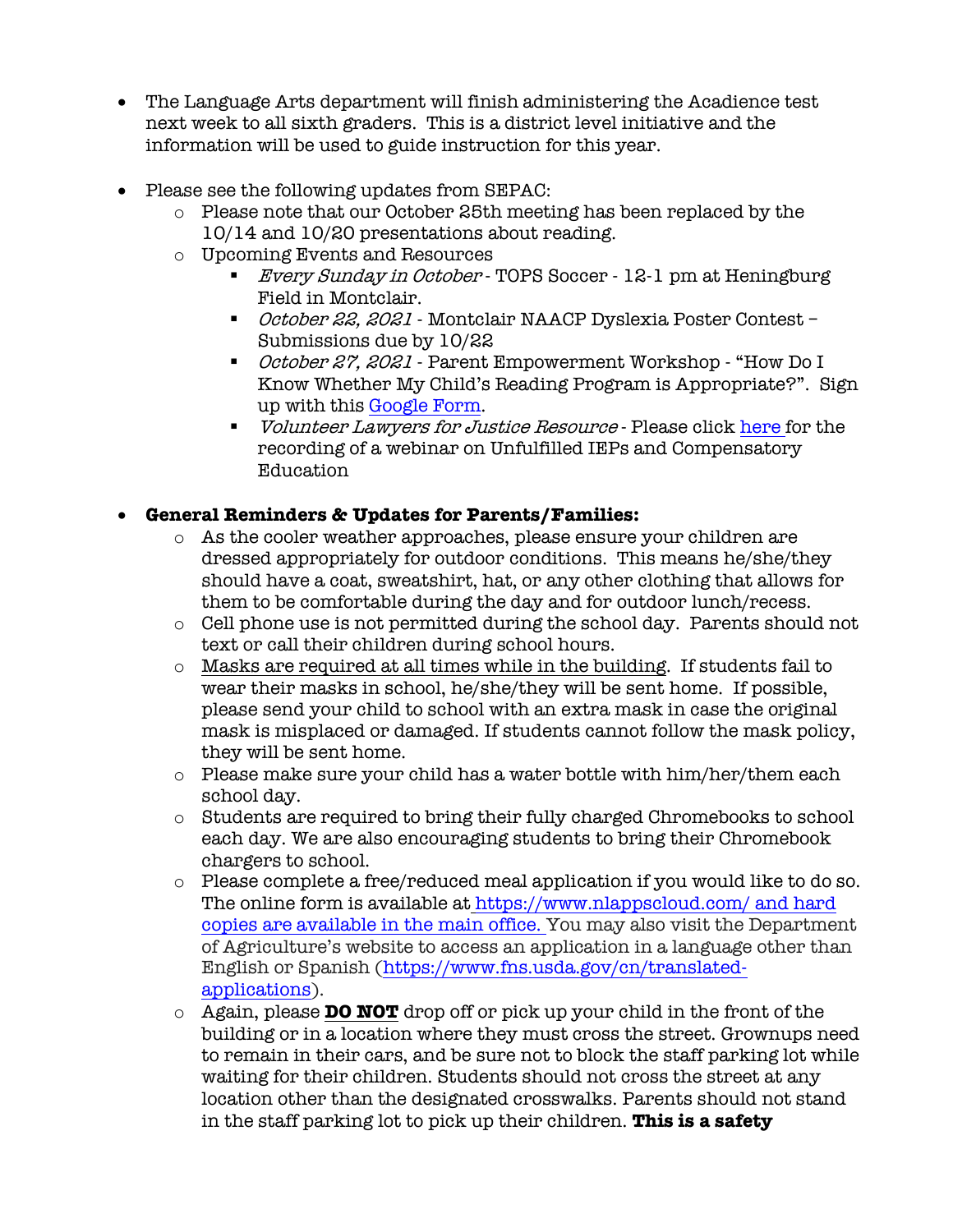- The Language Arts department will finish administering the Acadience test next week to all sixth graders. This is a district level initiative and the information will be used to guide instruction for this year.

- Please see the following updates from SEPAC:
    - Please note that our October 25th meeting has been replaced by the 10/14 and 10/20 presentations about reading.
    - Upcoming Events and Resources
        - *Every Sunday in October* - TOPS Soccer - 12-1 pm at Heningburg Field in Montclair.
        - *October 22, 2021* - Montclair NAACP Dyslexia Poster Contest – Submissions due by 10/22
        - *October 27, 2021* - Parent Empowerment Workshop - "How Do I Know Whether My Child's Reading Program is Appropriate?". Sign up with this Google Form.
        - *Volunteer Lawyers for Justice Resource* - Please click here for the recording of a webinar on Unfulfilled IEPs and Compensatory Education

- **General Reminders & Updates for Parents/Families:**
    - As the cooler weather approaches, please ensure your children are dressed appropriately for outdoor conditions. This means he/she/they should have a coat, sweatshirt, hat, or any other clothing that allows for them to be comfortable during the day and for outdoor lunch/recess.
    - Cell phone use is not permitted during the school day. Parents should not text or call their children during school hours.
    - Masks are required at all times while in the building. If students fail to wear their masks in school, he/she/they will be sent home. If possible, please send your child to school with an extra mask in case the original mask is misplaced or damaged. If students cannot follow the mask policy, they will be sent home.
    - Please make sure your child has a water bottle with him/her/them each school day.
    - Students are required to bring their fully charged Chromebooks to school each day. We are also encouraging students to bring their Chromebook chargers to school.
    - Please complete a free/reduced meal application if you would like to do so. The online form is available at https://www.nlappscloud.com/ and hard copies are available in the main office. You may also visit the Department of Agriculture's website to access an application in a language other than English or Spanish (https://www.fns.usda.gov/cn/translated-applications).
    - Again, please **DO NOT** drop off or pick up your child in the front of the building or in a location where they must cross the street. Grownups need to remain in their cars, and be sure not to block the staff parking lot while waiting for their children. Students should not cross the street at any location other than the designated crosswalks. Parents should not stand in the staff parking lot to pick up their children. **This is a safety**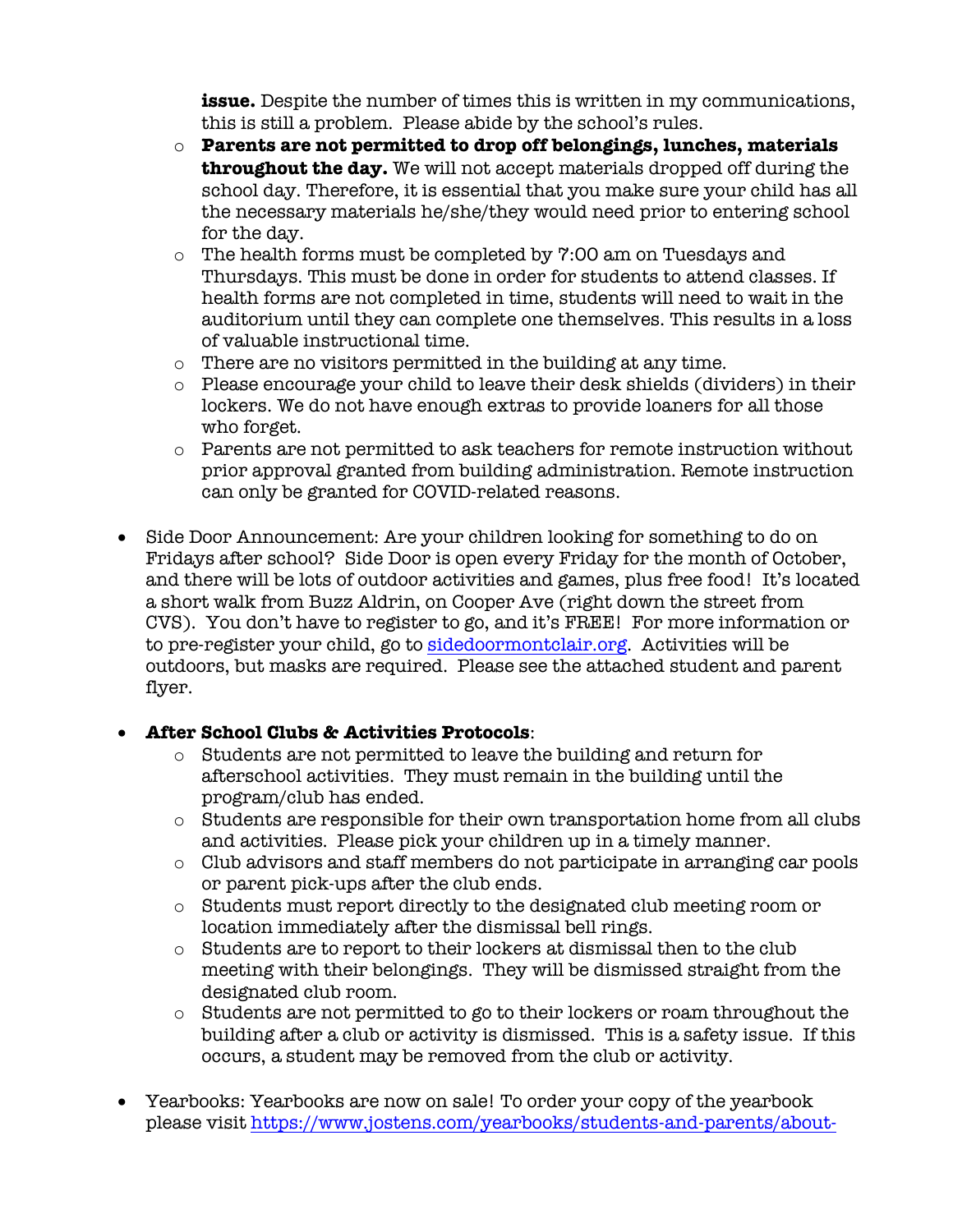**issue.** Despite the number of times this is written in my communications, this is still a problem. Please abide by the school's rules.
    - **Parents are not permitted to drop off belongings, lunches, materials throughout the day.** We will not accept materials dropped off during the school day. Therefore, it is essential that you make sure your child has all the necessary materials he/she/they would need prior to entering school for the day.
    - The health forms must be completed by 7:00 am on Tuesdays and Thursdays. This must be done in order for students to attend classes. If health forms are not completed in time, students will need to wait in the auditorium until they can complete one themselves. This results in a loss of valuable instructional time.
    - There are no visitors permitted in the building at any time.
    - Please encourage your child to leave their desk shields (dividers) in their lockers. We do not have enough extras to provide loaners for all those who forget.
    - Parents are not permitted to ask teachers for remote instruction without prior approval granted from building administration. Remote instruction can only be granted for COVID-related reasons.

- Side Door Announcement: Are your children looking for something to do on Fridays after school? Side Door is open every Friday for the month of October, and there will be lots of outdoor activities and games, plus free food! It's located a short walk from Buzz Aldrin, on Cooper Ave (right down the street from CVS). You don't have to register to go, and it's FREE! For more information or to pre-register your child, go to [sidedoormontclair.org](sidedoormontclair.org). Activities will be outdoors, but masks are required. Please see the attached student and parent flyer.

- **After School Clubs & Activities Protocols**:
    - Students are not permitted to leave the building and return for afterschool activities. They must remain in the building until the program/club has ended.
    - Students are responsible for their own transportation home from all clubs and activities. Please pick your children up in a timely manner.
    - Club advisors and staff members do not participate in arranging car pools or parent pick-ups after the club ends.
    - Students must report directly to the designated club meeting room or location immediately after the dismissal bell rings.
    - Students are to report to their lockers at dismissal then to the club meeting with their belongings. They will be dismissed straight from the designated club room.
    - Students are not permitted to go to their lockers or roam throughout the building after a club or activity is dismissed. This is a safety issue. If this occurs, a student may be removed from the club or activity.

- Yearbooks: Yearbooks are now on sale! To order your copy of the yearbook please visit https://www.jostens.com/yearbooks/students-and-parents/about-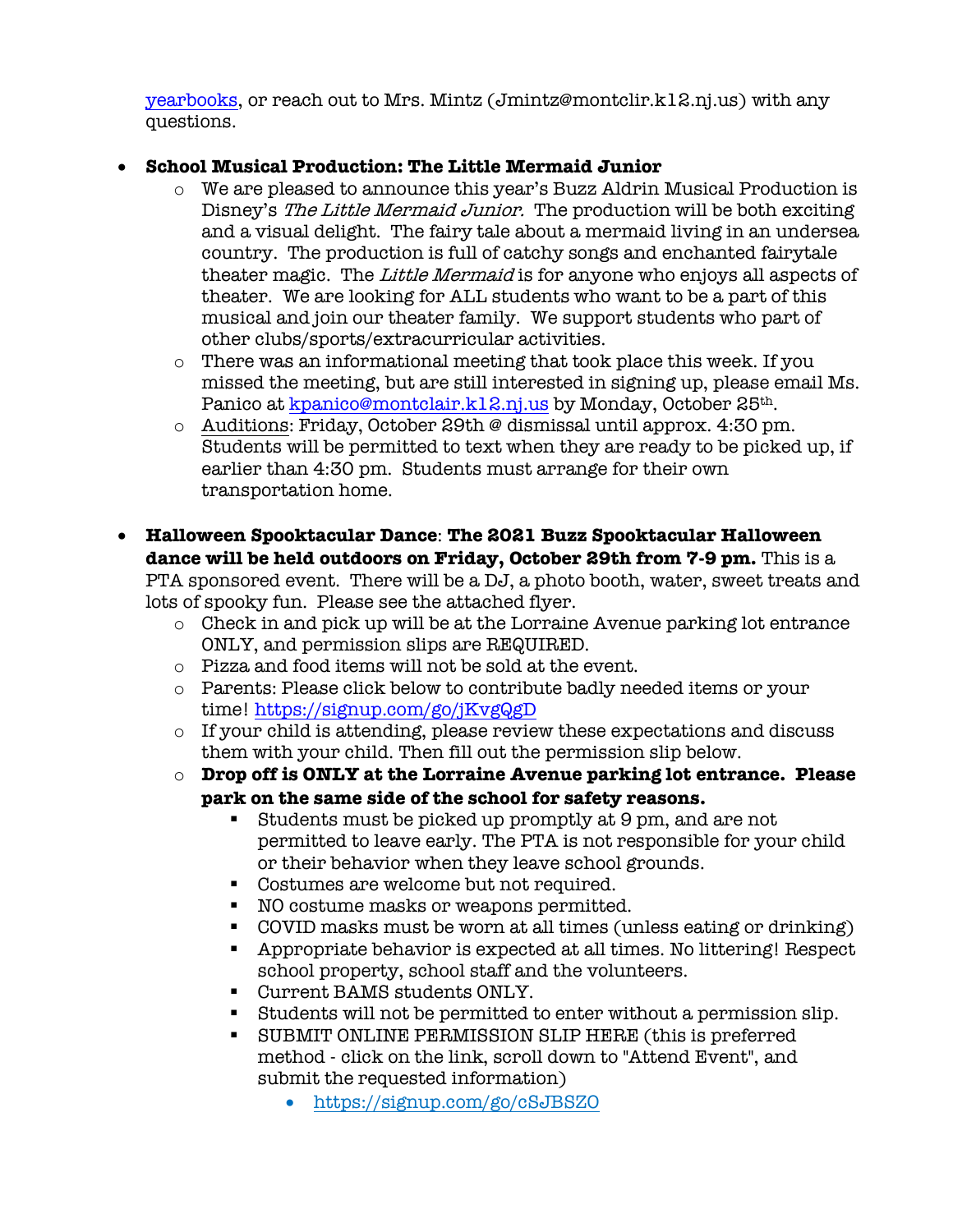yearbooks, or reach out to Mrs. Mintz (Jmintz@montclir.k12.nj.us) with any questions.

- **School Musical Production: The Little Mermaid Junior**
  - We are pleased to announce this year's Buzz Aldrin Musical Production is Disney's *The Little Mermaid Junior.* The production will be both exciting and a visual delight. The fairy tale about a mermaid living in an undersea country. The production is full of catchy songs and enchanted fairytale theater magic. The *Little Mermaid* is for anyone who enjoys all aspects of theater. We are looking for ALL students who want to be a part of this musical and join our theater family. We support students who part of other clubs/sports/extracurricular activities.
  - There was an informational meeting that took place this week. If you missed the meeting, but are still interested in signing up, please email Ms. Panico at kpanico@montclair.k12.nj.us by Monday, October 25th.
  - Auditions: Friday, October 29th @ dismissal until approx. 4:30 pm. Students will be permitted to text when they are ready to be picked up, if earlier than 4:30 pm. Students must arrange for their own transportation home.

- **Halloween Spooktacular Dance**: **The 2021 Buzz Spooktacular Halloween dance will be held outdoors on Friday, October 29th from 7-9 pm.** This is a PTA sponsored event. There will be a DJ, a photo booth, water, sweet treats and lots of spooky fun. Please see the attached flyer.
  - Check in and pick up will be at the Lorraine Avenue parking lot entrance ONLY, and permission slips are REQUIRED.
  - Pizza and food items will not be sold at the event.
  - Parents: Please click below to contribute badly needed items or your time! https://signup.com/go/jKvgQgD
  - If your child is attending, please review these expectations and discuss them with your child. Then fill out the permission slip below.
  - **Drop off is ONLY at the Lorraine Avenue parking lot entrance. Please park on the same side of the school for safety reasons.**
    - Students must be picked up promptly at 9 pm, and are not permitted to leave early. The PTA is not responsible for your child or their behavior when they leave school grounds.
    - Costumes are welcome but not required.
    - NO costume masks or weapons permitted.
    - COVID masks must be worn at all times (unless eating or drinking)
    - Appropriate behavior is expected at all times. No littering! Respect school property, school staff and the volunteers.
    - Current BAMS students ONLY.
    - Students will not be permitted to enter without a permission slip.
    - SUBMIT ONLINE PERMISSION SLIP HERE (this is preferred method - click on the link, scroll down to "Attend Event", and submit the requested information)
      - https://signup.com/go/cSJBSZO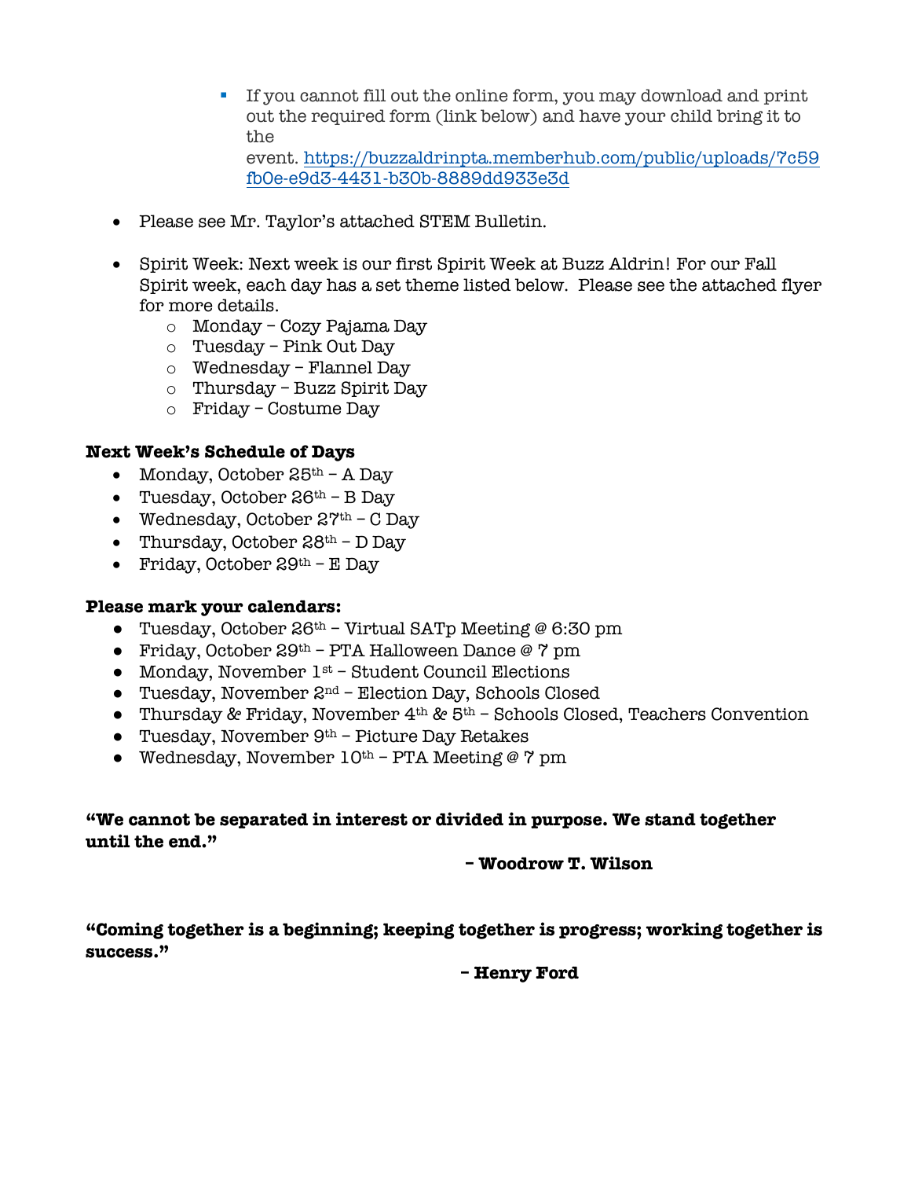- If you cannot fill out the online form, you may download and print out the required form (link below) and have your child bring it to the event. https://buzzaldrinpta.memberhub.com/public/uploads/7c59fb0e-e9d3-4431-b30b-8889dd933e3d

- Please see Mr. Taylor's attached STEM Bulletin.

- Spirit Week: Next week is our first Spirit Week at Buzz Aldrin! For our Fall Spirit week, each day has a set theme listed below. Please see the attached flyer for more details.
    - Monday – Cozy Pajama Day
    - Tuesday – Pink Out Day
    - Wednesday – Flannel Day
    - Thursday – Buzz Spirit Day
    - Friday – Costume Day

**Next Week's Schedule of Days**

- Monday, October 25th – A Day
- Tuesday, October 26th – B Day
- Wednesday, October 27th – C Day
- Thursday, October 28th – D Day
- Friday, October 29th – E Day

**Please mark your calendars:**

- Tuesday, October 26th – Virtual SATp Meeting @ 6:30 pm
- Friday, October 29th – PTA Halloween Dance @ 7 pm
- Monday, November 1st – Student Council Elections
- Tuesday, November 2nd – Election Day, Schools Closed
- Thursday & Friday, November 4th & 5th – Schools Closed, Teachers Convention
- Tuesday, November 9th – Picture Day Retakes
- Wednesday, November 10th – PTA Meeting @ 7 pm

**"We cannot be separated in interest or divided in purpose. We stand together until the end."**

**– Woodrow T. Wilson**

**"Coming together is a beginning; keeping together is progress; working together is success."**

**– Henry Ford**